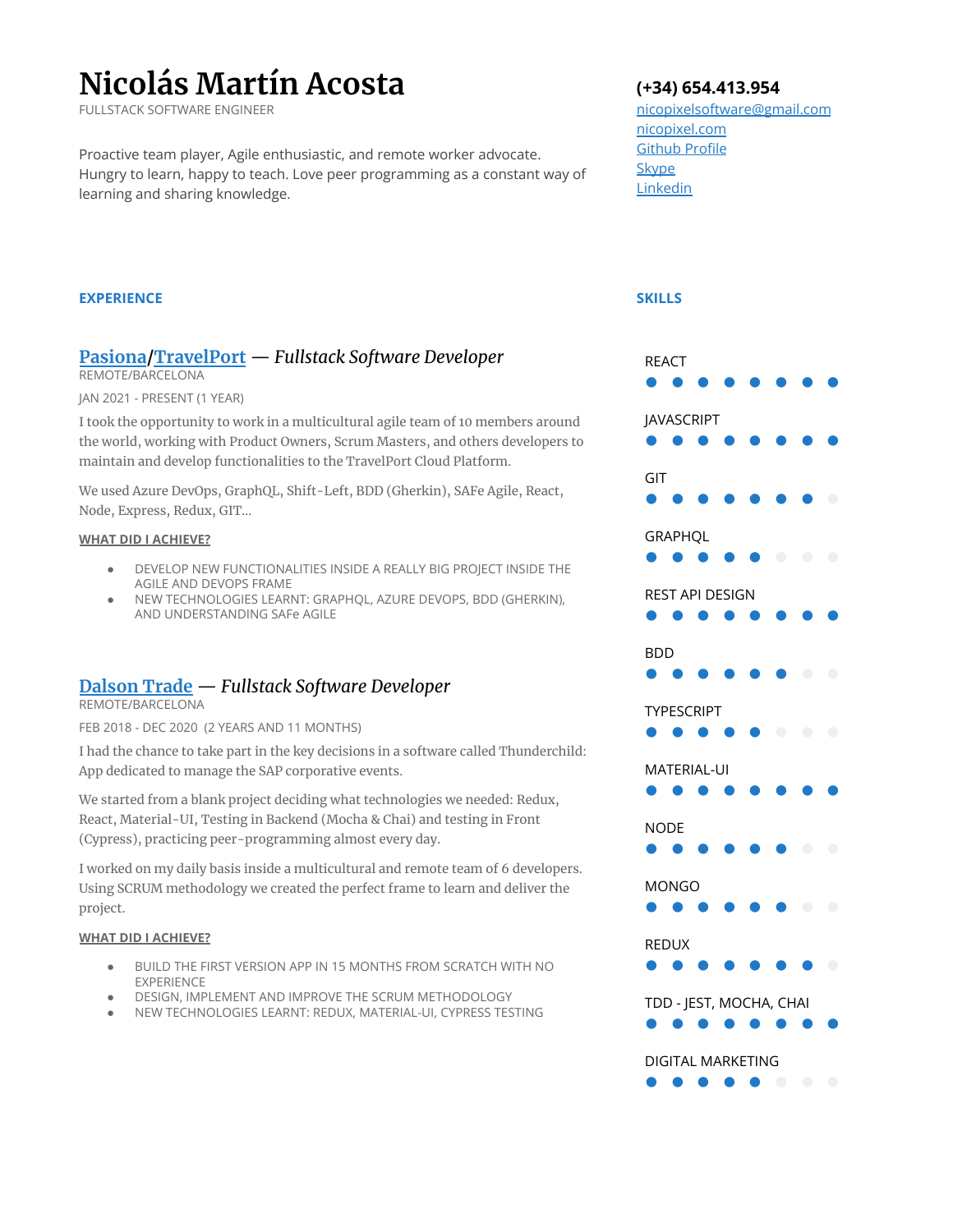# Nicolás Martín Acosta

FULLSTACK SOFTWARE ENGINEER

Proactive team player, Agile enthusiastic, and remote worker advocate. Hungry to learn, happy to teach. Love peer programming as a constant way of learning and sharing knowledge.

**(+34) 654.413.954**
nicopixelsoftware@gmail.com
nicopixel.com
Github Profile
Skype
Linkedin

## EXPERIENCE

### Pasiona/TravelPort — *Fullstack Software Developer*

REMOTE/BARCELONA

JAN 2021 - PRESENT (1 YEAR)

I took the opportunity to work in a multicultural agile team of 10 members around the world, working with Product Owners, Scrum Masters, and others developers to maintain and develop functionalities to the TravelPort Cloud Platform.

We used Azure DevOps, GraphQL, Shift-Left, BDD (Gherkin), SAFe Agile, React, Node, Express, Redux, GIT...

**WHAT DID I ACHIEVE?**

- DEVELOP NEW FUNCTIONALITIES INSIDE A REALLY BIG PROJECT INSIDE THE AGILE AND DEVOPS FRAME
- NEW TECHNOLOGIES LEARNT: GRAPHQL, AZURE DEVOPS, BDD (GHERKIN), AND UNDERSTANDING SAFe AGILE

### Dalson Trade — *Fullstack Software Developer*

REMOTE/BARCELONA

FEB 2018 - DEC 2020 (2 YEARS AND 11 MONTHS)

I had the chance to take part in the key decisions in a software called Thunderchild: App dedicated to manage the SAP corporative events.

We started from a blank project deciding what technologies we needed: Redux, React, Material-UI, Testing in Backend (Mocha & Chai) and testing in Front (Cypress), practicing peer-programming almost every day.

I worked on my daily basis inside a multicultural and remote team of 6 developers. Using SCRUM methodology we created the perfect frame to learn and deliver the project.

**WHAT DID I ACHIEVE?**

- BUILD THE FIRST VERSION APP IN 15 MONTHS FROM SCRATCH WITH NO EXPERIENCE
- DESIGN, IMPLEMENT AND IMPROVE THE SCRUM METHODOLOGY
- NEW TECHNOLOGIES LEARNT: REDUX, MATERIAL-UI, CYPRESS TESTING

## SKILLS

| Skill | Level |
|---|---|
| REACT | ●●●●●●●● |
| JAVASCRIPT | ●●●●●●●● |
| GIT | ●●●●●●●○ |
| GRAPHQL | ●●●●●○○○ |
| REST API DESIGN | ●●●●●●●● |
| BDD | ●●●●●●○○ |
| TYPESCRIPT | ●●●●●○○○ |
| MATERIAL-UI | ●●●●●●●● |
| NODE | ●●●●●●○○ |
| MONGO | ●●●●●●○○ |
| REDUX | ●●●●●●●○ |
| TDD - JEST, MOCHA, CHAI | ●●●●●●●● |
| DIGITAL MARKETING | ●●●●●○○○ |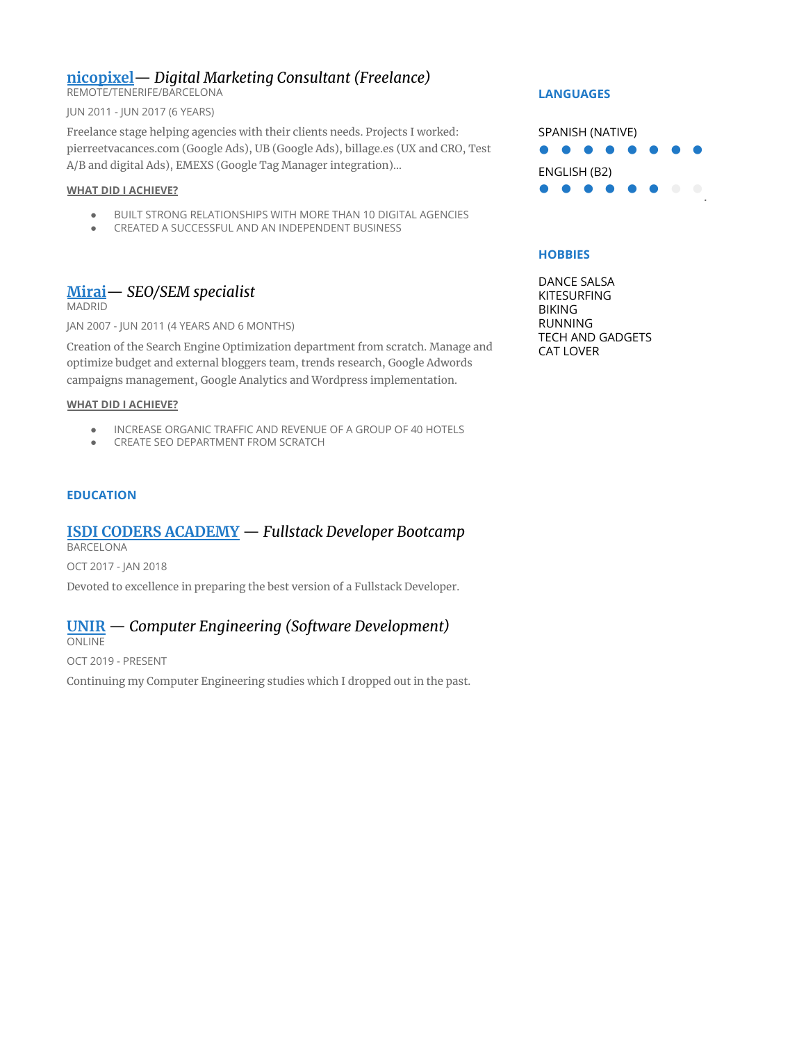### [nicopixel]— *Digital Marketing Consultant (Freelance)*

REMOTE/TENERIFE/BARCELONA

JUN 2011 - JUN 2017 (6 YEARS)

Freelance stage helping agencies with their clients needs. Projects I worked: pierreetvacances.com (Google Ads), UB (Google Ads), billage.es (UX and CRO, Test A/B and digital Ads), EMEXS (Google Tag Manager integration)...

**WHAT DID I ACHIEVE?**

- BUILT STRONG RELATIONSHIPS WITH MORE THAN 10 DIGITAL AGENCIES
- CREATED A SUCCESSFUL AND AN INDEPENDENT BUSINESS

### [Mirai]— *SEO/SEM specialist*

MADRID

JAN 2007 - JUN 2011 (4 YEARS AND 6 MONTHS)

Creation of the Search Engine Optimization department from scratch. Manage and optimize budget and external bloggers team, trends research, Google Adwords campaigns management, Google Analytics and Wordpress implementation.

**WHAT DID I ACHIEVE?**

- INCREASE ORGANIC TRAFFIC AND REVENUE OF A GROUP OF 40 HOTELS
- CREATE SEO DEPARTMENT FROM SCRATCH

## EDUCATION

### [ISDI CODERS ACADEMY] — *Fullstack Developer Bootcamp*

BARCELONA

OCT 2017 - JAN 2018

Devoted to excellence in preparing the best version of a Fullstack Developer.

### [UNIR] — *Computer Engineering (Software Development)*

ONLINE

OCT 2019 - PRESENT

Continuing my Computer Engineering studies which I dropped out in the past.

## LANGUAGES

SPANISH (NATIVE)

● ● ● ● ● ● ● ●

ENGLISH (B2)

● ● ● ● ● ● ○ ○

## HOBBIES

DANCE SALSA
KITESURFING
BIKING
RUNNING
TECH AND GADGETS
CAT LOVER